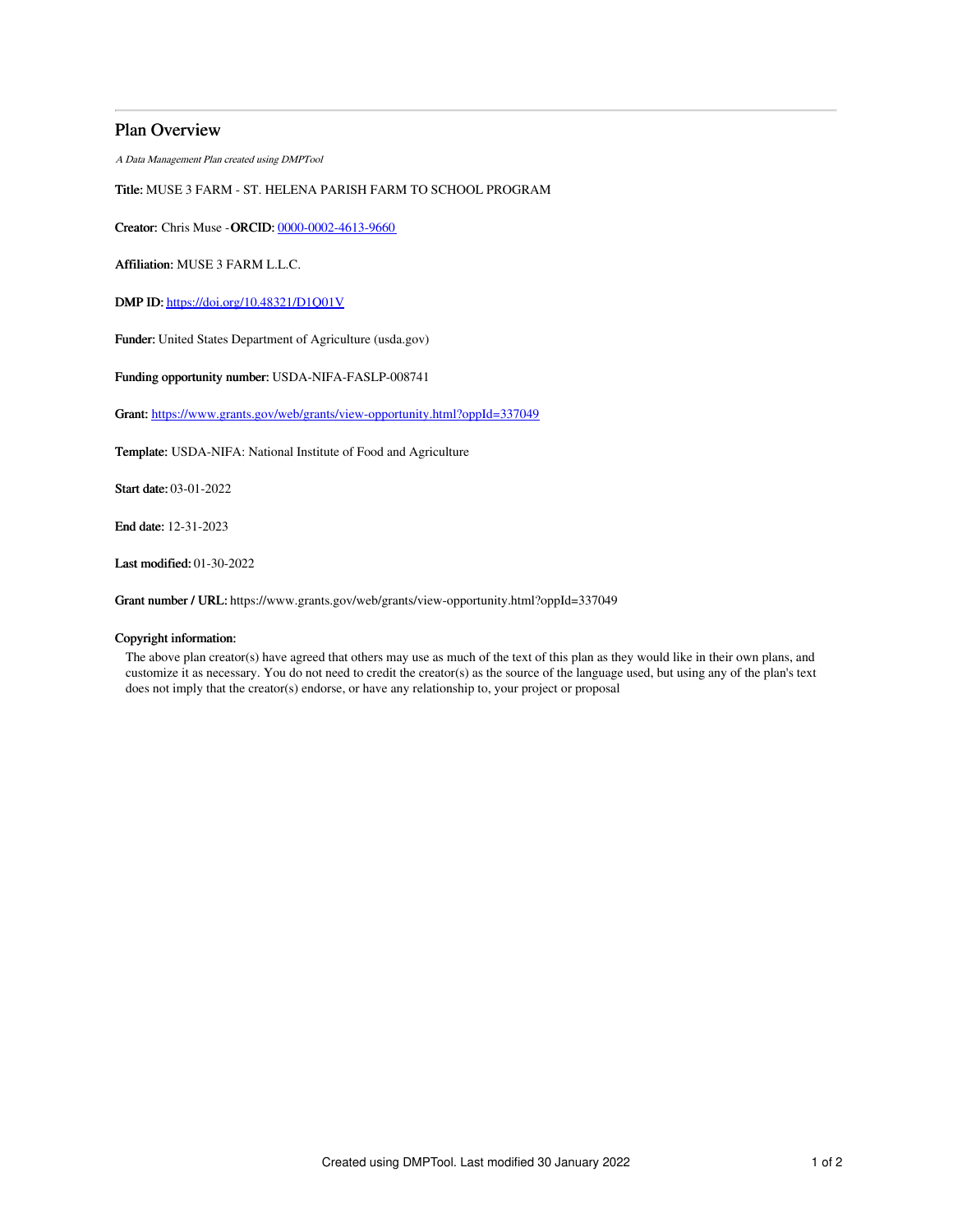## Plan Overview

*A Data Management Plan created using DMPTool*

**Title:** MUSE 3 FARM - ST. HELENA PARISH FARM TO SCHOOL PROGRAM

**Creator:** Chris Muse -**ORCID:** 0000-0002-4613-9660

**Affiliation:** MUSE 3 FARM L.L.C.

**DMP ID:** https://doi.org/10.48321/D1Q01V

**Funder:** United States Department of Agriculture (usda.gov)

**Funding opportunity number:** USDA-NIFA-FASLP-008741

**Grant:** https://www.grants.gov/web/grants/view-opportunity.html?oppId=337049

**Template:** USDA-NIFA: National Institute of Food and Agriculture

**Start date:** 03-01-2022

**End date:** 12-31-2023

**Last modified:** 01-30-2022

**Grant number / URL:** https://www.grants.gov/web/grants/view-opportunity.html?oppId=337049

**Copyright information:**

The above plan creator(s) have agreed that others may use as much of the text of this plan as they would like in their own plans, and customize it as necessary. You do not need to credit the creator(s) as the source of the language used, but using any of the plan's text does not imply that the creator(s) endorse, or have any relationship to, your project or proposal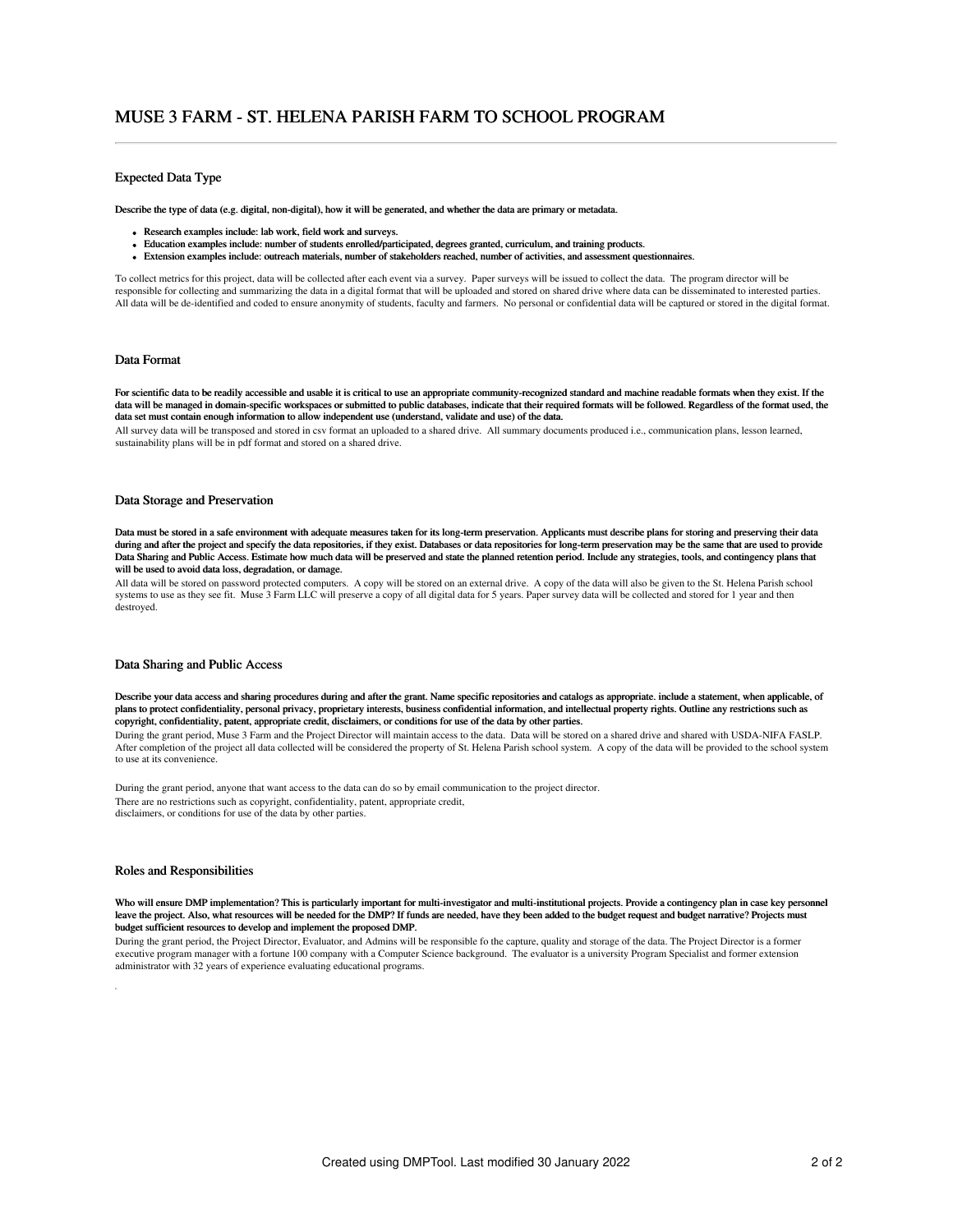# MUSE 3 FARM - ST. HELENA PARISH FARM TO SCHOOL PROGRAM

## Expected Data Type

**Describe the type of data (e.g. digital, non-digital), how it will be generated, and whether the data are primary or metadata.**

- **Research examples include: lab work, field work and surveys.**
- **Education examples include: number of students enrolled/participated, degrees granted, curriculum, and training products.**
- **Extension examples include: outreach materials, number of stakeholders reached, number of activities, and assessment questionnaires.**

To collect metrics for this project, data will be collected after each event via a survey. Paper surveys will be issued to collect the data. The program director will be responsible for collecting and summarizing the data in a digital format that will be uploaded and stored on shared drive where data can be disseminated to interested parties. All data will be de-identified and coded to ensure anonymity of students, faculty and farmers. No personal or confidential data will be captured or stored in the digital format.

## Data Format

**For scientific data to be readily accessible and usable it is critical to use an appropriate community-recognized standard and machine readable formats when they exist. If the data will be managed in domain-specific workspaces or submitted to public databases, indicate that their required formats will be followed. Regardless of the format used, the data set must contain enough information to allow independent use (understand, validate and use) of the data.**

All survey data will be transposed and stored in csv format an uploaded to a shared drive. All summary documents produced i.e., communication plans, lesson learned, sustainability plans will be in pdf format and stored on a shared drive.

## Data Storage and Preservation

**Data must be stored in a safe environment with adequate measures taken for its long-term preservation. Applicants must describe plans for storing and preserving their data during and after the project and specify the data repositories, if they exist. Databases or data repositories for long-term preservation may be the same that are used to provide Data Sharing and Public Access. Estimate how much data will be preserved and state the planned retention period. Include any strategies, tools, and contingency plans that will be used to avoid data loss, degradation, or damage.**

All data will be stored on password protected computers. A copy will be stored on an external drive. A copy of the data will also be given to the St. Helena Parish school systems to use as they see fit. Muse 3 Farm LLC will preserve a copy of all digital data for 5 years. Paper survey data will be collected and stored for 1 year and then destroyed.

## Data Sharing and Public Access

**Describe your data access and sharing procedures during and after the grant. Name specific repositories and catalogs as appropriate. include a statement, when applicable, of plans to protect confidentiality, personal privacy, proprietary interests, business confidential information, and intellectual property rights. Outline any restrictions such as copyright, confidentiality, patent, appropriate credit, disclaimers, or conditions for use of the data by other parties.**

During the grant period, Muse 3 Farm and the Project Director will maintain access to the data. Data will be stored on a shared drive and shared with USDA-NIFA FASLP. After completion of the project all data collected will be considered the property of St. Helena Parish school system. A copy of the data will be provided to the school system to use at its convenience.

During the grant period, anyone that want access to the data can do so by email communication to the project director.
There are no restrictions such as copyright, confidentiality, patent, appropriate credit,
disclaimers, or conditions for use of the data by other parties.

## Roles and Responsibilities

**Who will ensure DMP implementation? This is particularly important for multi-investigator and multi-institutional projects. Provide a contingency plan in case key personnel leave the project. Also, what resources will be needed for the DMP? If funds are needed, have they been added to the budget request and budget narrative? Projects must budget sufficient resources to develop and implement the proposed DMP.**

During the grant period, the Project Director, Evaluator, and Admins will be responsible fo the capture, quality and storage of the data. The Project Director is a former executive program manager with a fortune 100 company with a Computer Science background. The evaluator is a university Program Specialist and former extension administrator with 32 years of experience evaluating educational programs.